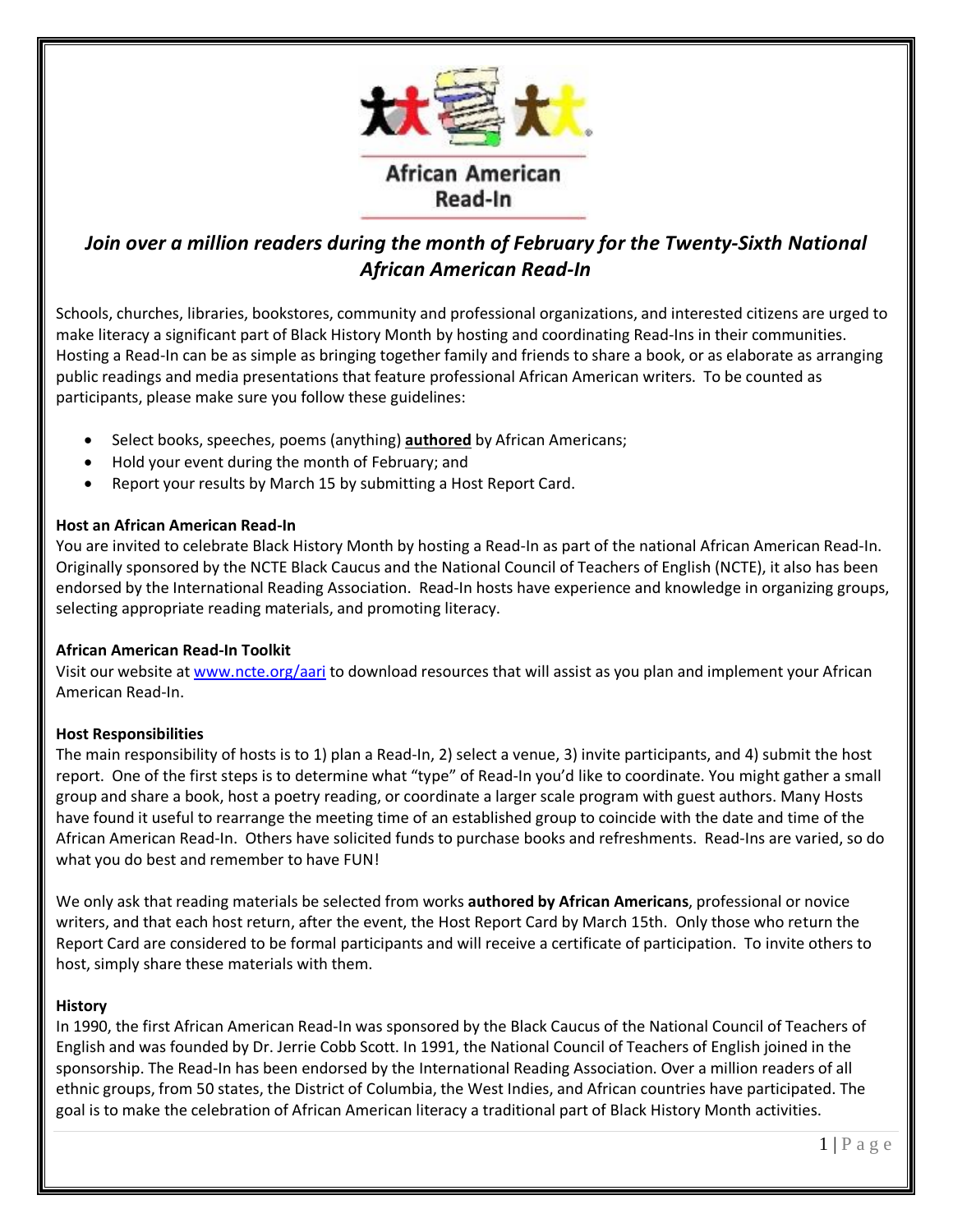African American Read-In

## *Join over a million readers during the month of February for the Twenty-Sixth National African American Read-In*

Schools, churches, libraries, bookstores, community and professional organizations, and interested citizens are urged to make literacy a significant part of Black History Month by hosting and coordinating Read-Ins in their communities. Hosting a Read-In can be as simple as bringing together family and friends to share a book, or as elaborate as arranging public readings and media presentations that feature professional African American writers. To be counted as participants, please make sure you follow these guidelines:

- Select books, speeches, poems (anything) **authored** by African Americans;
- Hold your event during the month of February; and
- Report your results by March 15 by submitting a Host Report Card.

### Host an African American Read-In

You are invited to celebrate Black History Month by hosting a Read-In as part of the national African American Read-In. Originally sponsored by the NCTE Black Caucus and the National Council of Teachers of English (NCTE), it also has been endorsed by the International Reading Association. Read-In hosts have experience and knowledge in organizing groups, selecting appropriate reading materials, and promoting literacy.

### African American Read-In Toolkit

Visit our website at www.ncte.org/aari to download resources that will assist as you plan and implement your African American Read-In.

### Host Responsibilities

The main responsibility of hosts is to 1) plan a Read-In, 2) select a venue, 3) invite participants, and 4) submit the host report. One of the first steps is to determine what "type" of Read-In you'd like to coordinate. You might gather a small group and share a book, host a poetry reading, or coordinate a larger scale program with guest authors. Many Hosts have found it useful to rearrange the meeting time of an established group to coincide with the date and time of the African American Read-In. Others have solicited funds to purchase books and refreshments. Read-Ins are varied, so do what you do best and remember to have FUN!

We only ask that reading materials be selected from works **authored by African Americans**, professional or novice writers, and that each host return, after the event, the Host Report Card by March 15th. Only those who return the Report Card are considered to be formal participants and will receive a certificate of participation. To invite others to host, simply share these materials with them.

### History

In 1990, the first African American Read-In was sponsored by the Black Caucus of the National Council of Teachers of English and was founded by Dr. Jerrie Cobb Scott. In 1991, the National Council of Teachers of English joined in the sponsorship. The Read-In has been endorsed by the International Reading Association. Over a million readers of all ethnic groups, from 50 states, the District of Columbia, the West Indies, and African countries have participated. The goal is to make the celebration of African American literacy a traditional part of Black History Month activities.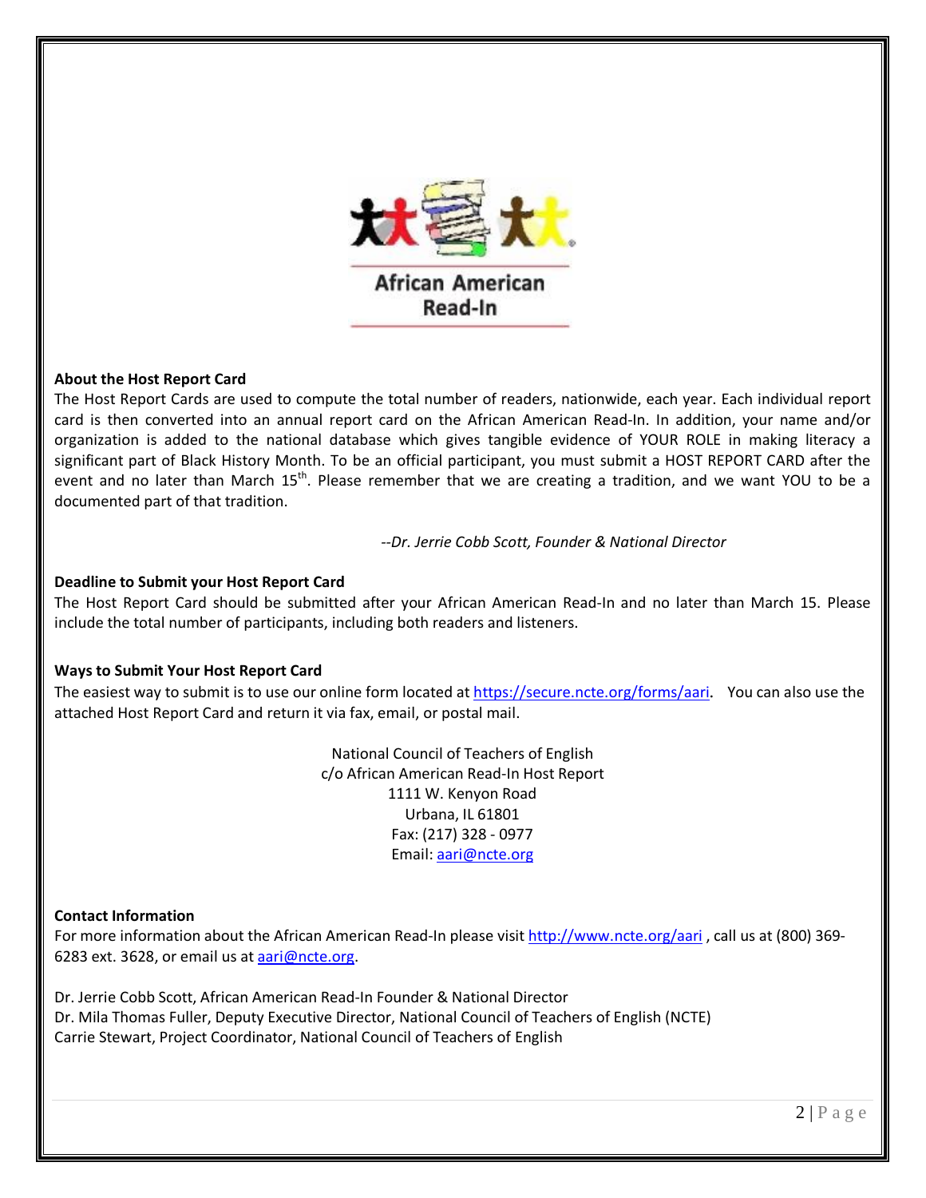African American Read-In

## About the Host Report Card

The Host Report Cards are used to compute the total number of readers, nationwide, each year. Each individual report card is then converted into an annual report card on the African American Read-In. In addition, your name and/or organization is added to the national database which gives tangible evidence of YOUR ROLE in making literacy a significant part of Black History Month. To be an official participant, you must submit a HOST REPORT CARD after the event and no later than March 15th. Please remember that we are creating a tradition, and we want YOU to be a documented part of that tradition.

*--Dr. Jerrie Cobb Scott, Founder & National Director*

## Deadline to Submit your Host Report Card

The Host Report Card should be submitted after your African American Read-In and no later than March 15. Please include the total number of participants, including both readers and listeners.

## Ways to Submit Your Host Report Card

The easiest way to submit is to use our online form located at https://secure.ncte.org/forms/aari. You can also use the attached Host Report Card and return it via fax, email, or postal mail.

National Council of Teachers of English
c/o African American Read-In Host Report
1111 W. Kenyon Road
Urbana, IL 61801
Fax: (217) 328 - 0977
Email: aari@ncte.org

## Contact Information

For more information about the African American Read-In please visit http://www.ncte.org/aari , call us at (800) 369-6283 ext. 3628, or email us at aari@ncte.org.

Dr. Jerrie Cobb Scott, African American Read-In Founder & National Director
Dr. Mila Thomas Fuller, Deputy Executive Director, National Council of Teachers of English (NCTE)
Carrie Stewart, Project Coordinator, National Council of Teachers of English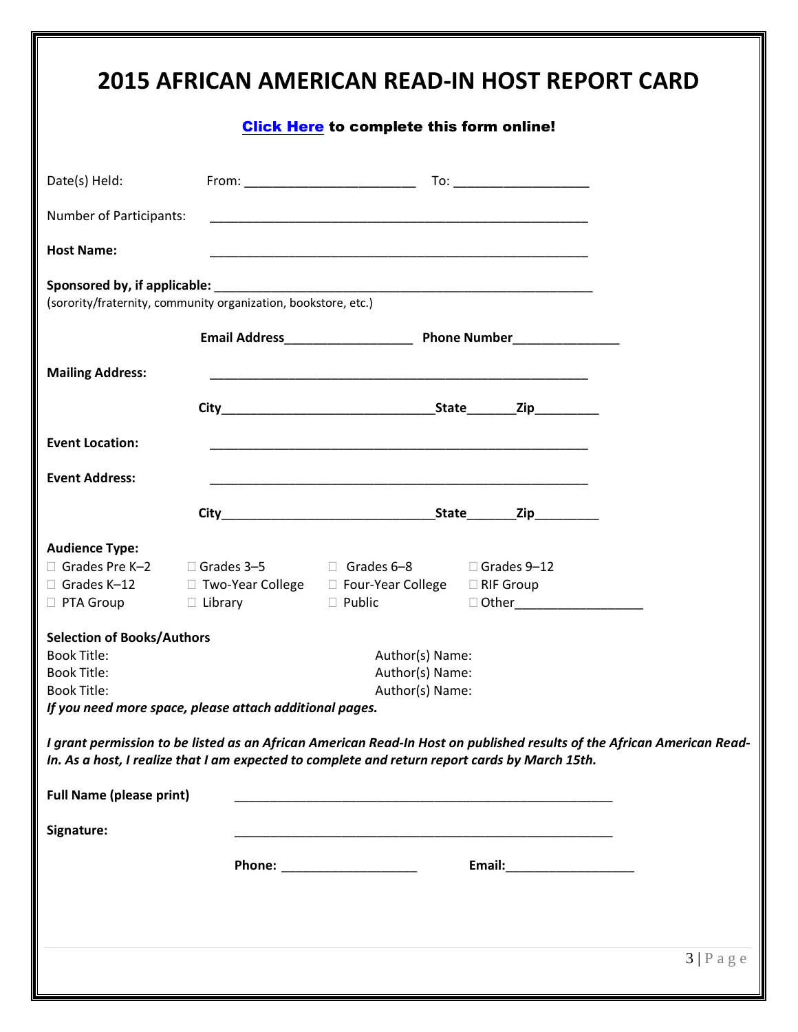# 2015 AFRICAN AMERICAN READ-IN HOST REPORT CARD

**Click Here to complete this form online!**

Date(s) Held: From: ________________________ To: ___________________

Number of Participants: _____________________________________________________

**Host Name:** _____________________________________________________

**Sponsored by, if applicable:** _____________________________________________________
(sorority/fraternity, community organization, bookstore, etc.)

**Email Address**__________________ **Phone Number**_______________

**Mailing Address:** _____________________________________________________

**City**______________________________**State**_______**Zip**_________

**Event Location:** _____________________________________________________

**Event Address:** _____________________________________________________

**City**______________________________**State**_______**Zip**_________

**Audience Type:**

- ☐ Grades Pre K–2
- ☐ Grades 3–5
- ☐ Grades 6–8
- ☐ Grades 9–12
- ☐ Grades K–12
- ☐ Two-Year College
- ☐ Four-Year College
- ☐ RIF Group
- ☐ PTA Group
- ☐ Library
- ☐ Public
- ☐ Other__________________

**Selection of Books/Authors**

Book Title: Author(s) Name:
Book Title: Author(s) Name:
Book Title: Author(s) Name:

***If you need more space, please attach additional pages.***

***I grant permission to be listed as an African American Read-In Host on published results of the African American Read-In. As a host, I realize that I am expected to complete and return report cards by March 15th.***

**Full Name (please print)** _____________________________________________________

**Signature:** _____________________________________________________

**Phone:** ___________________ **Email:**__________________